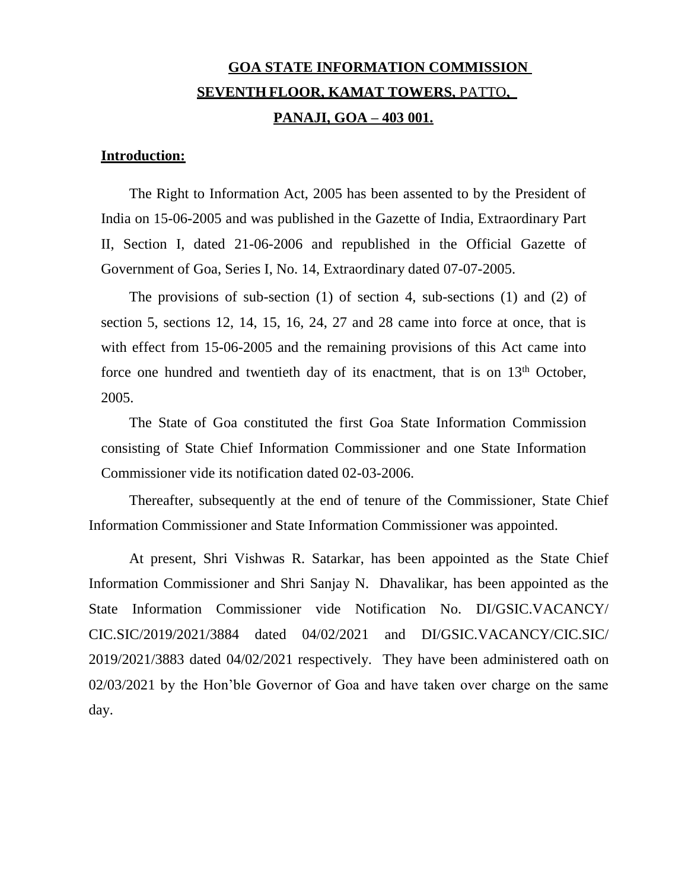# GOA STATE INFORMATION COMMISSION
## SEVENTH FLOOR, KAMAT TOWERS, PATTO, PANAJI, GOA – 403 001.

**Introduction:**

The Right to Information Act, 2005 has been assented to by the President of India on 15-06-2005 and was published in the Gazette of India, Extraordinary Part II, Section I, dated 21-06-2006 and republished in the Official Gazette of Government of Goa, Series I, No. 14, Extraordinary dated 07-07-2005.

The provisions of sub-section (1) of section 4, sub-sections (1) and (2) of section 5, sections 12, 14, 15, 16, 24, 27 and 28 came into force at once, that is with effect from 15-06-2005 and the remaining provisions of this Act came into force one hundred and twentieth day of its enactment, that is on 13th October, 2005.

The State of Goa constituted the first Goa State Information Commission consisting of State Chief Information Commissioner and one State Information Commissioner vide its notification dated 02-03-2006.

Thereafter, subsequently at the end of tenure of the Commissioner, State Chief Information Commissioner and State Information Commissioner was appointed.

At present, Shri Vishwas R. Satarkar, has been appointed as the State Chief Information Commissioner and Shri Sanjay N. Dhavalikar, has been appointed as the State Information Commissioner vide Notification No. DI/GSIC.VACANCY/CIC.SIC/2019/2021/3884 dated 04/02/2021 and DI/GSIC.VACANCY/CIC.SIC/2019/2021/3883 dated 04/02/2021 respectively. They have been administered oath on 02/03/2021 by the Hon'ble Governor of Goa and have taken over charge on the same day.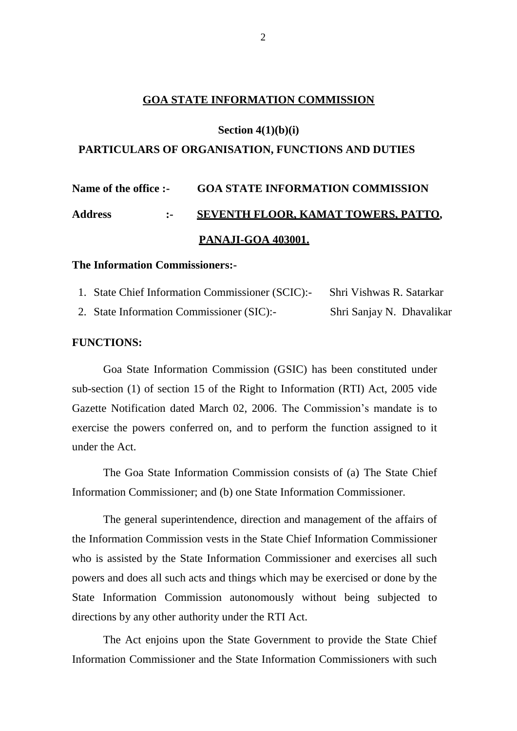## GOA STATE INFORMATION COMMISSION

### Section 4(1)(b)(i)

### PARTICULARS OF ORGANISATION, FUNCTIONS AND DUTIES

**Name of the office :-** **GOA STATE INFORMATION COMMISSION**

**Address :-** **SEVENTH FLOOR, KAMAT TOWERS, PATTO, PANAJI-GOA 403001.**

**The Information Commissioners:-**

1. State Chief Information Commissioner (SCIC):- Shri Vishwas R. Satarkar
2. State Information Commissioner (SIC):- Shri Sanjay N. Dhavalikar

**FUNCTIONS:**

Goa State Information Commission (GSIC) has been constituted under sub-section (1) of section 15 of the Right to Information (RTI) Act, 2005 vide Gazette Notification dated March 02, 2006. The Commission's mandate is to exercise the powers conferred on, and to perform the function assigned to it under the Act.

The Goa State Information Commission consists of (a) The State Chief Information Commissioner; and (b) one State Information Commissioner.

The general superintendence, direction and management of the affairs of the Information Commission vests in the State Chief Information Commissioner who is assisted by the State Information Commissioner and exercises all such powers and does all such acts and things which may be exercised or done by the State Information Commission autonomously without being subjected to directions by any other authority under the RTI Act.

The Act enjoins upon the State Government to provide the State Chief Information Commissioner and the State Information Commissioners with such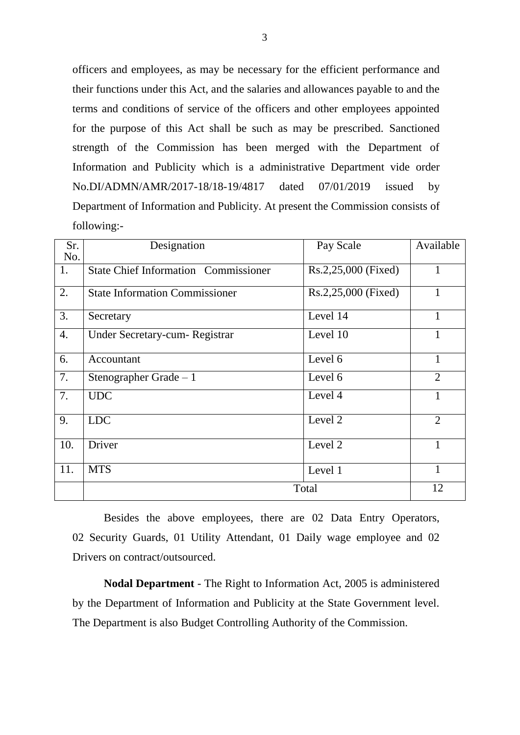officers and employees, as may be necessary for the efficient performance and their functions under this Act, and the salaries and allowances payable to and the terms and conditions of service of the officers and other employees appointed for the purpose of this Act shall be such as may be prescribed. Sanctioned strength of the Commission has been merged with the Department of Information and Publicity which is a administrative Department vide order No.DI/ADMN/AMR/2017-18/18-19/4817 dated 07/01/2019 issued by Department of Information and Publicity. At present the Commission consists of following:-

| Sr. No. | Designation | Pay Scale | Available |
|---|---|---|---|
| 1. | State Chief Information Commissioner | Rs.2,25,000 (Fixed) | 1 |
| 2. | State Information Commissioner | Rs.2,25,000 (Fixed) | 1 |
| 3. | Secretary | Level 14 | 1 |
| 4. | Under Secretary-cum- Registrar | Level 10 | 1 |
| 6. | Accountant | Level 6 | 1 |
| 7. | Stenographer Grade – 1 | Level 6 | 2 |
| 7. | UDC | Level 4 | 1 |
| 9. | LDC | Level 2 | 2 |
| 10. | Driver | Level 2 | 1 |
| 11. | MTS | Level 1 | 1 |
| | Total | | 12 |

Besides the above employees, there are 02 Data Entry Operators, 02 Security Guards, 01 Utility Attendant, 01 Daily wage employee and 02 Drivers on contract/outsourced.

**Nodal Department** - The Right to Information Act, 2005 is administered by the Department of Information and Publicity at the State Government level. The Department is also Budget Controlling Authority of the Commission.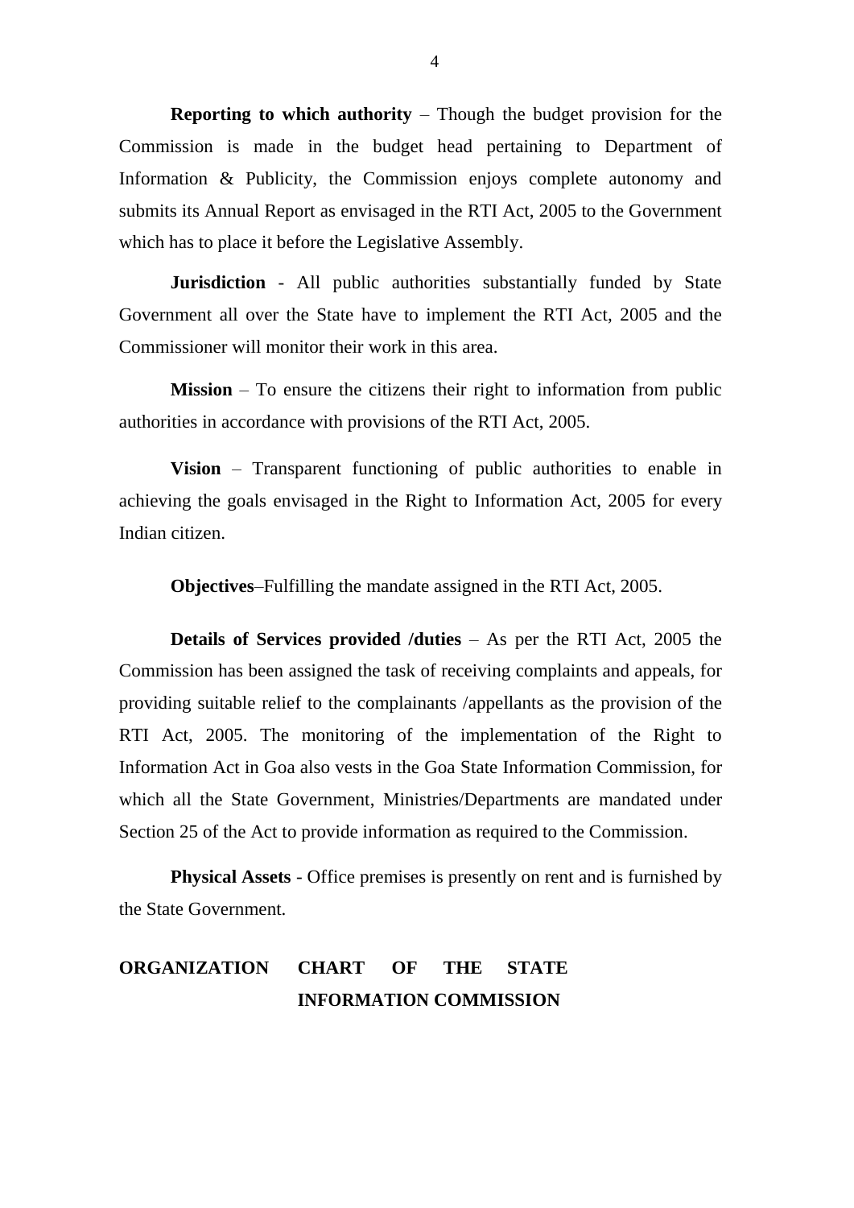**Reporting to which authority** – Though the budget provision for the Commission is made in the budget head pertaining to Department of Information & Publicity, the Commission enjoys complete autonomy and submits its Annual Report as envisaged in the RTI Act, 2005 to the Government which has to place it before the Legislative Assembly.

**Jurisdiction** - All public authorities substantially funded by State Government all over the State have to implement the RTI Act, 2005 and the Commissioner will monitor their work in this area.

**Mission** – To ensure the citizens their right to information from public authorities in accordance with provisions of the RTI Act, 2005.

**Vision** – Transparent functioning of public authorities to enable in achieving the goals envisaged in the Right to Information Act, 2005 for every Indian citizen.

**Objectives**–Fulfilling the mandate assigned in the RTI Act, 2005.

**Details of Services provided /duties** – As per the RTI Act, 2005 the Commission has been assigned the task of receiving complaints and appeals, for providing suitable relief to the complainants /appellants as the provision of the RTI Act, 2005. The monitoring of the implementation of the Right to Information Act in Goa also vests in the Goa State Information Commission, for which all the State Government, Ministries/Departments are mandated under Section 25 of the Act to provide information as required to the Commission.

**Physical Assets** - Office premises is presently on rent and is furnished by the State Government.

## ORGANIZATION CHART OF THE STATE INFORMATION COMMISSION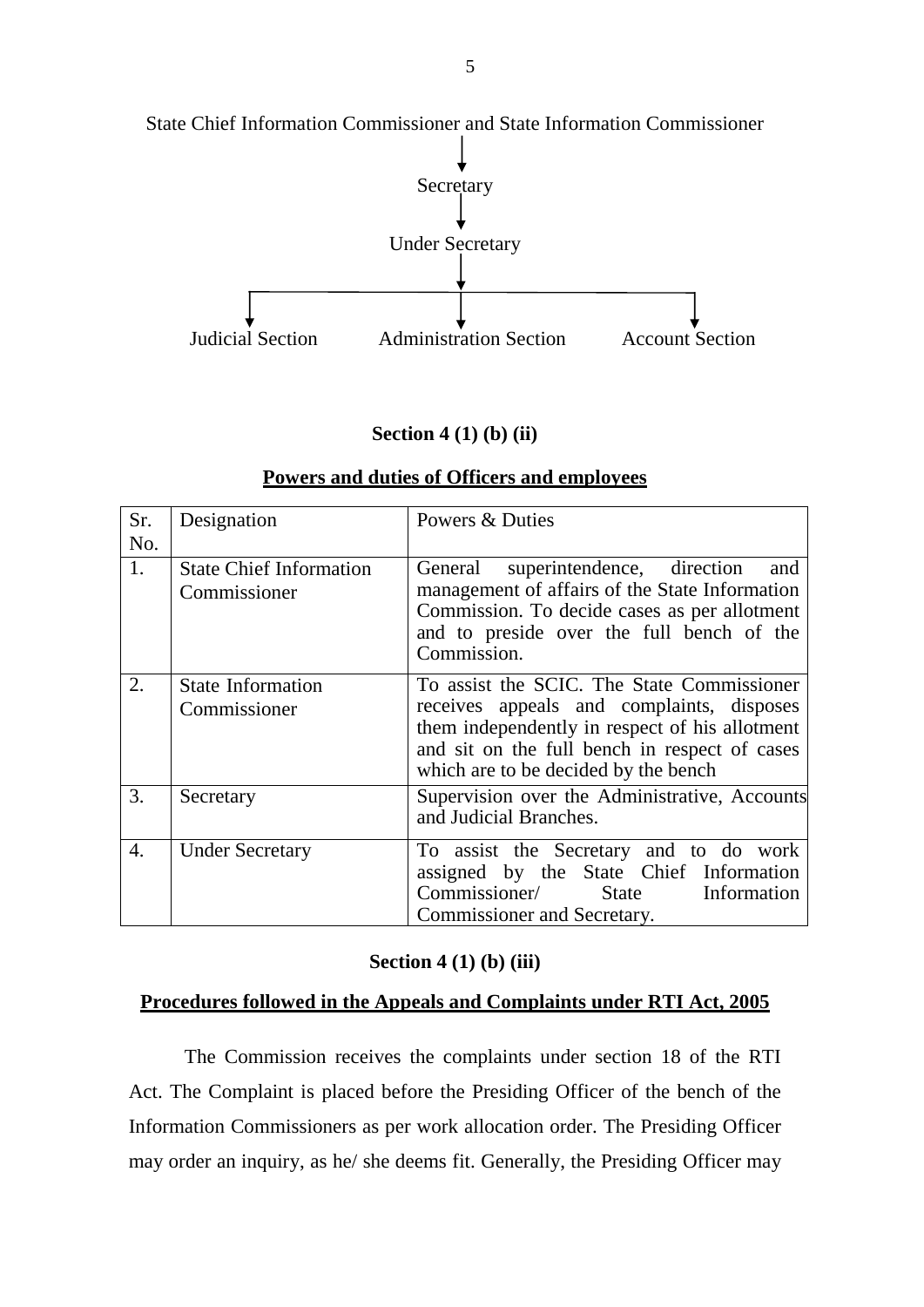State Chief Information Commissioner and State Information Commissioner

↓

Secretary

↓

Under Secretary

↓

Judicial Section | Administration Section | Account Section

**Section 4 (1) (b) (ii)**

**Powers and duties of Officers and employees**

| Sr. No. | Designation | Powers & Duties |
|---|---|---|
| 1. | State Chief Information Commissioner | General superintendence, direction and management of affairs of the State Information Commission. To decide cases as per allotment and to preside over the full bench of the Commission. |
| 2. | State Information Commissioner | To assist the SCIC. The State Commissioner receives appeals and complaints, disposes them independently in respect of his allotment and sit on the full bench in respect of cases which are to be decided by the bench |
| 3. | Secretary | Supervision over the Administrative, Accounts and Judicial Branches. |
| 4. | Under Secretary | To assist the Secretary and to do work assigned by the State Chief Information Commissioner/ State Information Commissioner and Secretary. |

**Section 4 (1) (b) (iii)**

**Procedures followed in the Appeals and Complaints under RTI Act, 2005**

The Commission receives the complaints under section 18 of the RTI Act. The Complaint is placed before the Presiding Officer of the bench of the Information Commissioners as per work allocation order. The Presiding Officer may order an inquiry, as he/ she deems fit. Generally, the Presiding Officer may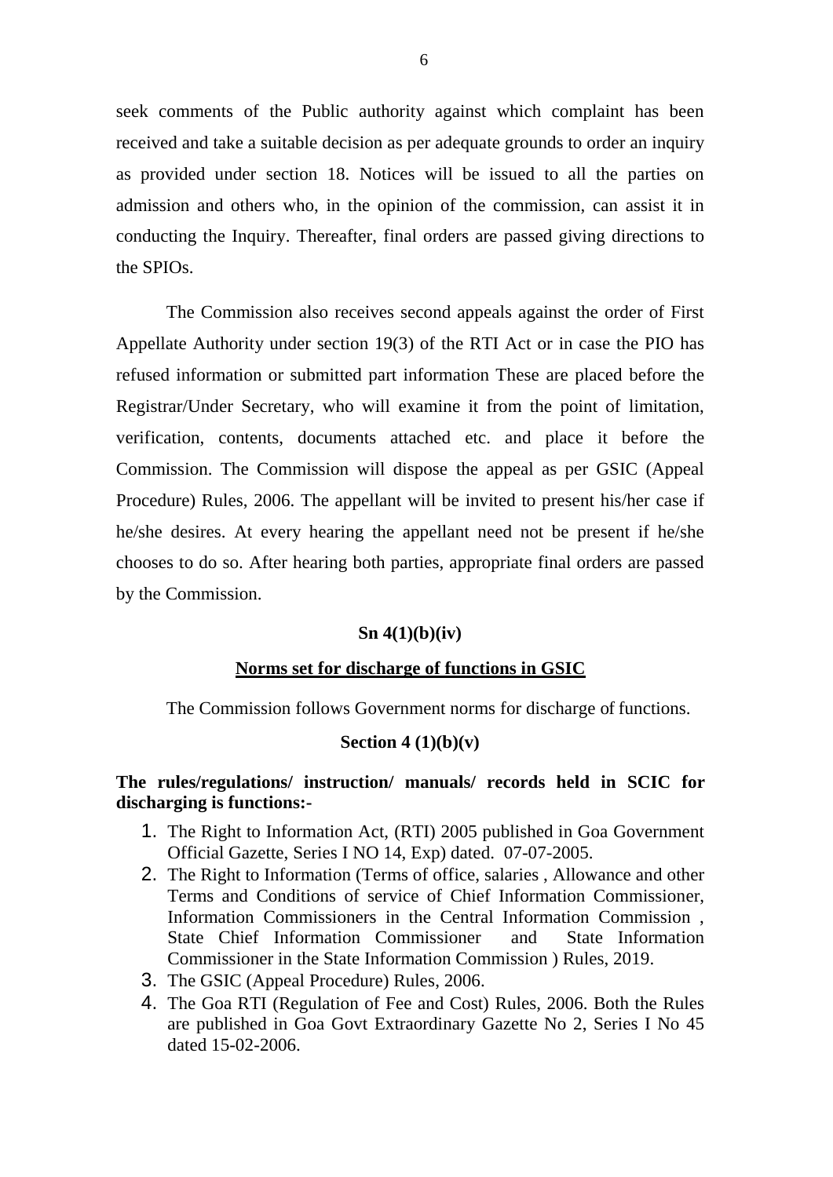seek comments of the Public authority against which complaint has been received and take a suitable decision as per adequate grounds to order an inquiry as provided under section 18. Notices will be issued to all the parties on admission and others who, in the opinion of the commission, can assist it in conducting the Inquiry. Thereafter, final orders are passed giving directions to the SPIOs.

The Commission also receives second appeals against the order of First Appellate Authority under section 19(3) of the RTI Act or in case the PIO has refused information or submitted part information These are placed before the Registrar/Under Secretary, who will examine it from the point of limitation, verification, contents, documents attached etc. and place it before the Commission. The Commission will dispose the appeal as per GSIC (Appeal Procedure) Rules, 2006. The appellant will be invited to present his/her case if he/she desires. At every hearing the appellant need not be present if he/she chooses to do so. After hearing both parties, appropriate final orders are passed by the Commission.

**Sn 4(1)(b)(iv)**

**Norms set for discharge of functions in GSIC**

The Commission follows Government norms for discharge of functions.

**Section 4 (1)(b)(v)**

**The rules/regulations/ instruction/ manuals/ records held in SCIC for discharging is functions:-**

1. The Right to Information Act, (RTI) 2005 published in Goa Government Official Gazette, Series I NO 14, Exp) dated. 07-07-2005.
2. The Right to Information (Terms of office, salaries , Allowance and other Terms and Conditions of service of Chief Information Commissioner, Information Commissioners in the Central Information Commission , State Chief Information Commissioner and State Information Commissioner in the State Information Commission ) Rules, 2019.
3. The GSIC (Appeal Procedure) Rules, 2006.
4. The Goa RTI (Regulation of Fee and Cost) Rules, 2006. Both the Rules are published in Goa Govt Extraordinary Gazette No 2, Series I No 45 dated 15-02-2006.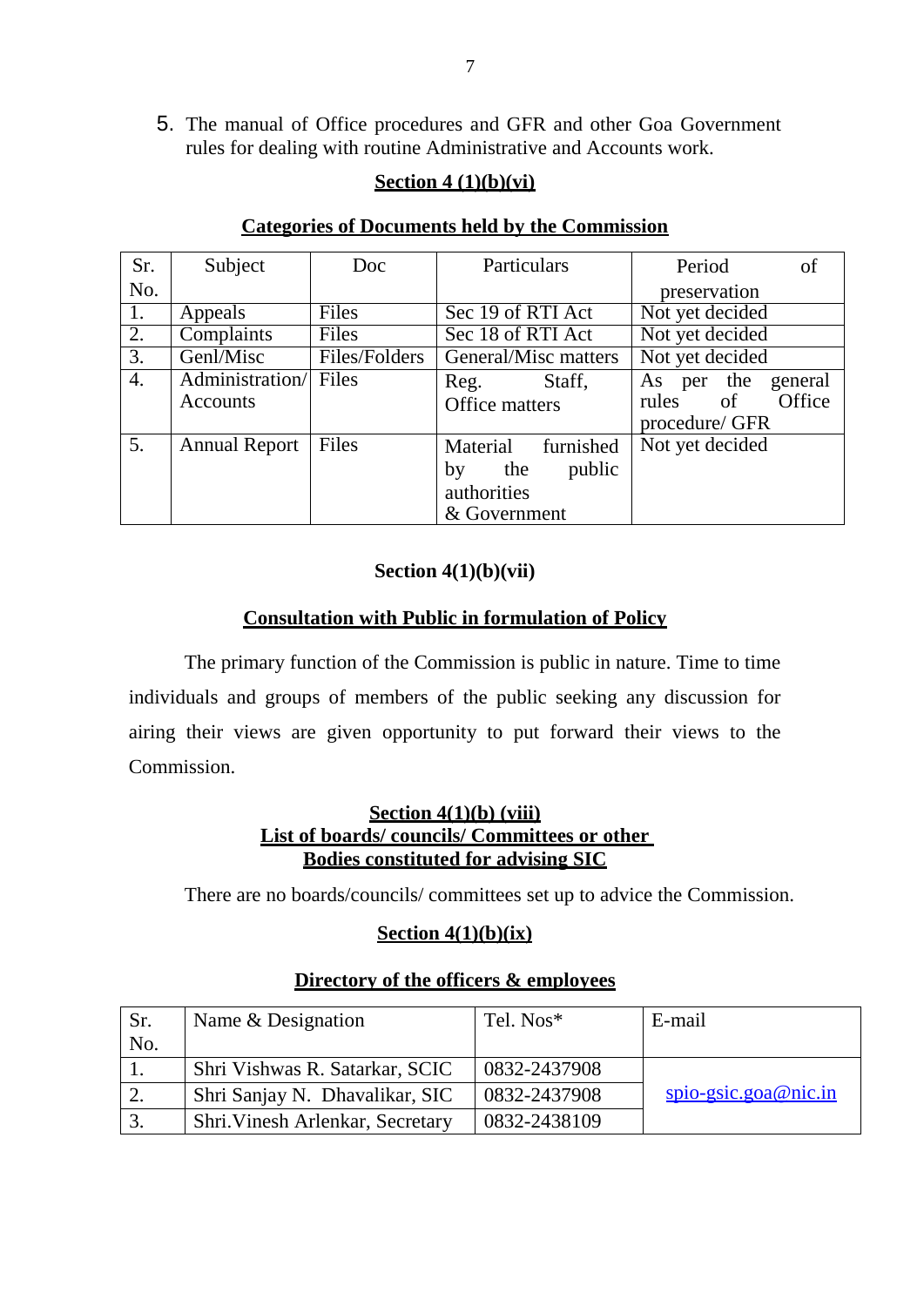5. The manual of Office procedures and GFR and other Goa Government rules for dealing with routine Administrative and Accounts work.

## Section 4 (1)(b)(vi)

### Categories of Documents held by the Commission

| Sr. No. | Subject | Doc | Particulars | Period of preservation |
|---|---|---|---|---|
| 1. | Appeals | Files | Sec 19 of RTI Act | Not yet decided |
| 2. | Complaints | Files | Sec 18 of RTI Act | Not yet decided |
| 3. | Genl/Misc | Files/Folders | General/Misc matters | Not yet decided |
| 4. | Administration/ Accounts | Files | Reg. Staff, Office matters | As per the general rules of Office procedure/ GFR |
| 5. | Annual Report | Files | Material furnished by the public authorities & Government | Not yet decided |

## Section 4(1)(b)(vii)

### Consultation with Public in formulation of Policy

The primary function of the Commission is public in nature. Time to time individuals and groups of members of the public seeking any discussion for airing their views are given opportunity to put forward their views to the Commission.

## Section 4(1)(b) (viii)
### List of boards/ councils/ Committees or other Bodies constituted for advising SIC

There are no boards/councils/ committees set up to advice the Commission.

## Section 4(1)(b)(ix)

### Directory of the officers & employees

| Sr. No. | Name & Designation | Tel. Nos* | E-mail |
|---|---|---|---|
| 1. | Shri Vishwas R. Satarkar, SCIC | 0832-2437908 | spio-gsic.goa@nic.in |
| 2. | Shri Sanjay N. Dhavalikar, SIC | 0832-2437908 | |
| 3. | Shri.Vinesh Arlenkar, Secretary | 0832-2438109 | |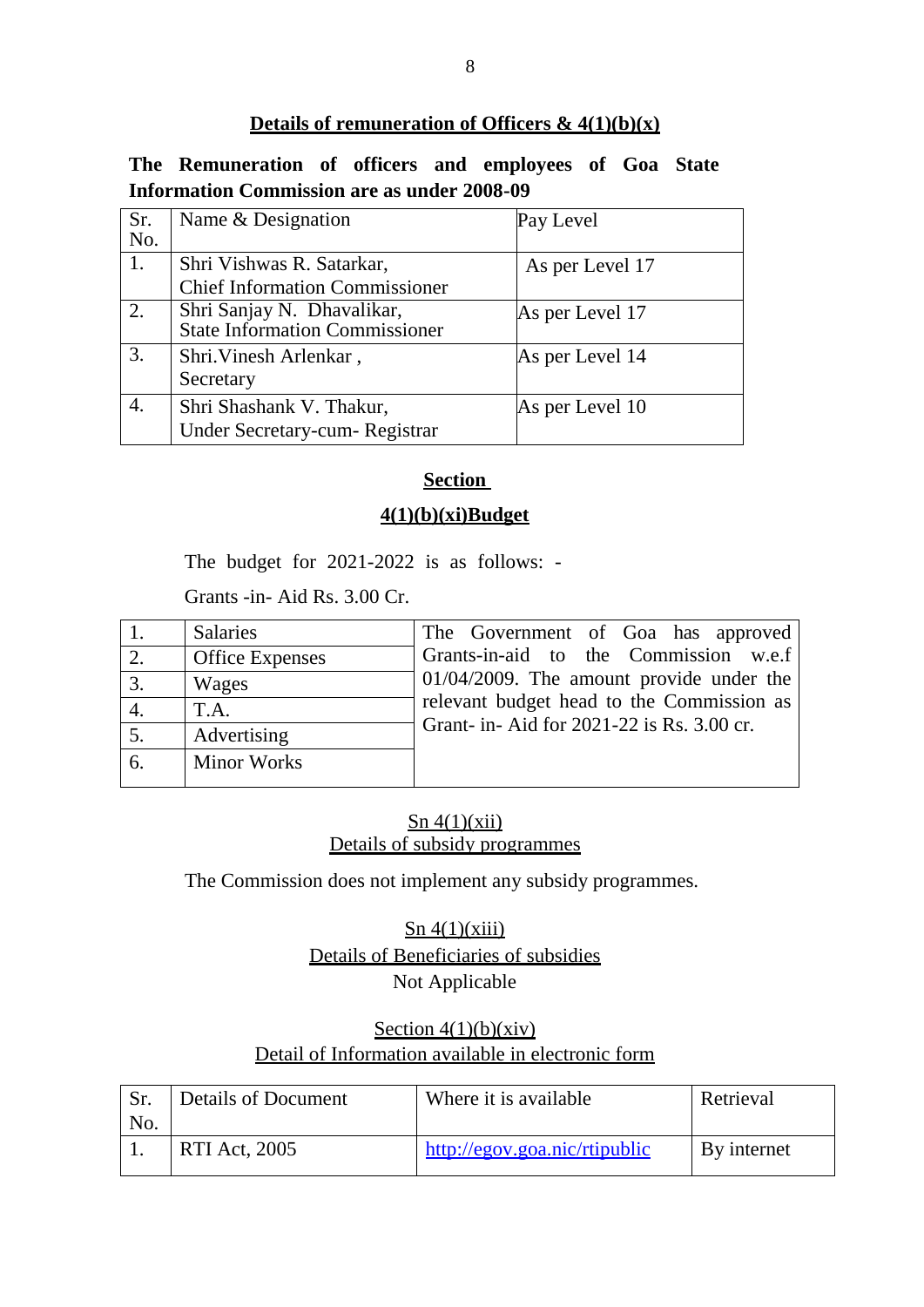## Details of remuneration of Officers & 4(1)(b)(x)

**The Remuneration of officers and employees of Goa State Information Commission are as under 2008-09**

| Sr. No. | Name & Designation | Pay Level |
|---|---|---|
| 1. | Shri Vishwas R. Satarkar, Chief Information Commissioner | As per Level 17 |
| 2. | Shri Sanjay N. Dhavalikar, State Information Commissioner | As per Level 17 |
| 3. | Shri.Vinesh Arlenkar , Secretary | As per Level 14 |
| 4. | Shri Shashank V. Thakur, Under Secretary-cum- Registrar | As per Level 10 |

## Section

## 4(1)(b)(xi)Budget

The budget for 2021-2022 is as follows: -

Grants -in- Aid Rs. 3.00 Cr.

| | | |
|---|---|---|
| 1. | Salaries | The Government of Goa has approved Grants-in-aid to the Commission w.e.f 01/04/2009. The amount provide under the relevant budget head to the Commission as Grant- in- Aid for 2021-22 is Rs. 3.00 cr. |
| 2. | Office Expenses | |
| 3. | Wages | |
| 4. | T.A. | |
| 5. | Advertising | |
| 6. | Minor Works | |

### Sn 4(1)(xii)
### Details of subsidy programmes

The Commission does not implement any subsidy programmes.

### Sn 4(1)(xiii)
### Details of Beneficiaries of subsidies

Not Applicable

### Section 4(1)(b)(xiv)
### Detail of Information available in electronic form

| Sr. No. | Details of Document | Where it is available | Retrieval |
|---|---|---|---|
| 1. | RTI Act, 2005 | http://egov.goa.nic/rtipublic | By internet |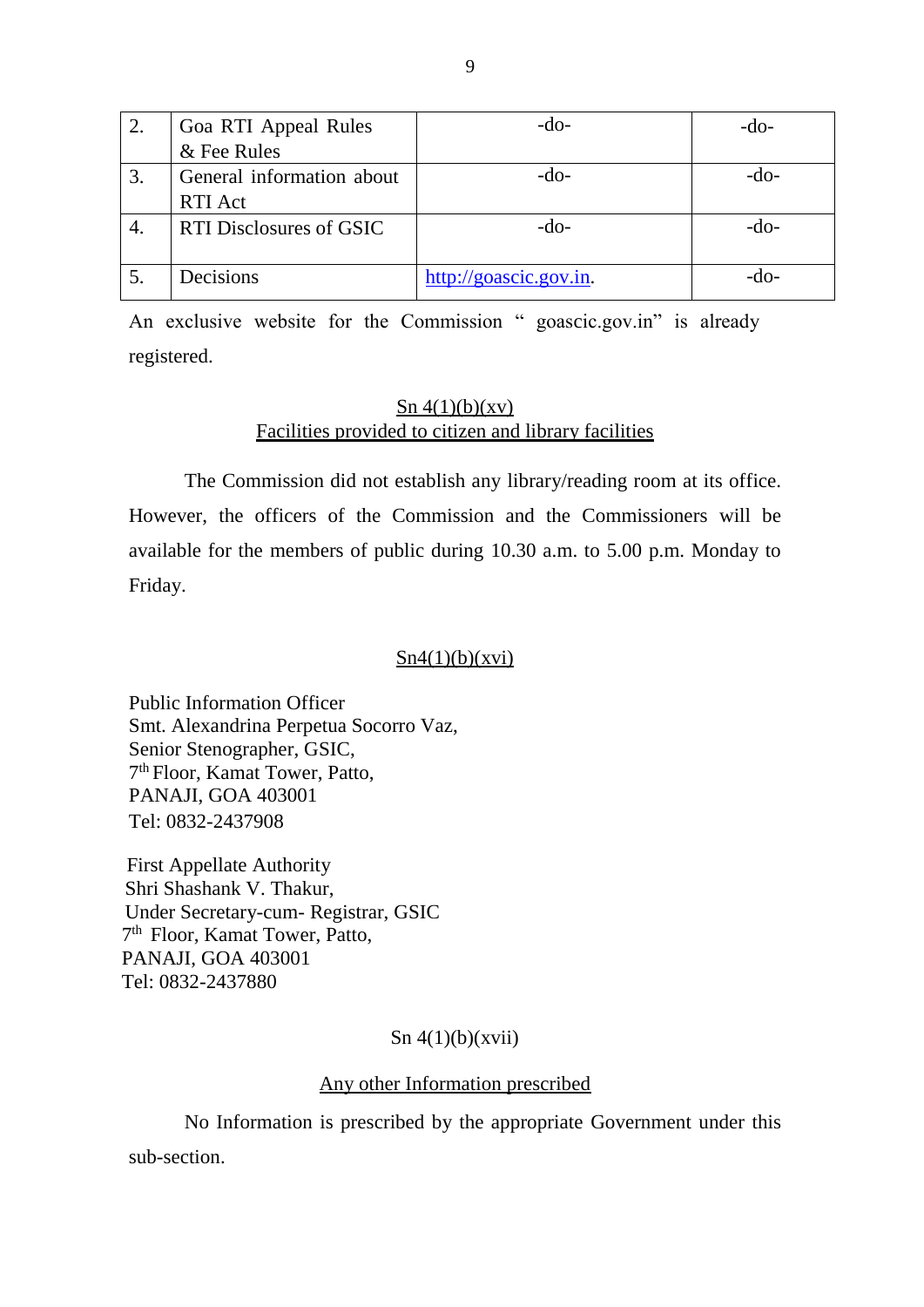| | | | |
|---|---|---|---|
| 2. | Goa RTI Appeal Rules & Fee Rules | -do- | -do- |
| 3. | General information about RTI Act | -do- | -do- |
| 4. | RTI Disclosures of GSIC | -do- | -do- |
| 5. | Decisions | http://goascic.gov.in. | -do- |

An exclusive website for the Commission " goascic.gov.in" is already registered.

## Sn 4(1)(b)(xv)
## Facilities provided to citizen and library facilities

The Commission did not establish any library/reading room at its office. However, the officers of the Commission and the Commissioners will be available for the members of public during 10.30 a.m. to 5.00 p.m. Monday to Friday.

## Sn4(1)(b)(xvi)

Public Information Officer
Smt. Alexandrina Perpetua Socorro Vaz,
Senior Stenographer, GSIC,
7th Floor, Kamat Tower, Patto,
PANAJI, GOA 403001
Tel: 0832-2437908

First Appellate Authority
Shri Shashank V. Thakur,
Under Secretary-cum- Registrar, GSIC
7th Floor, Kamat Tower, Patto,
PANAJI, GOA 403001
Tel: 0832-2437880

## Sn 4(1)(b)(xvii)

## Any other Information prescribed

No Information is prescribed by the appropriate Government under this sub-section.